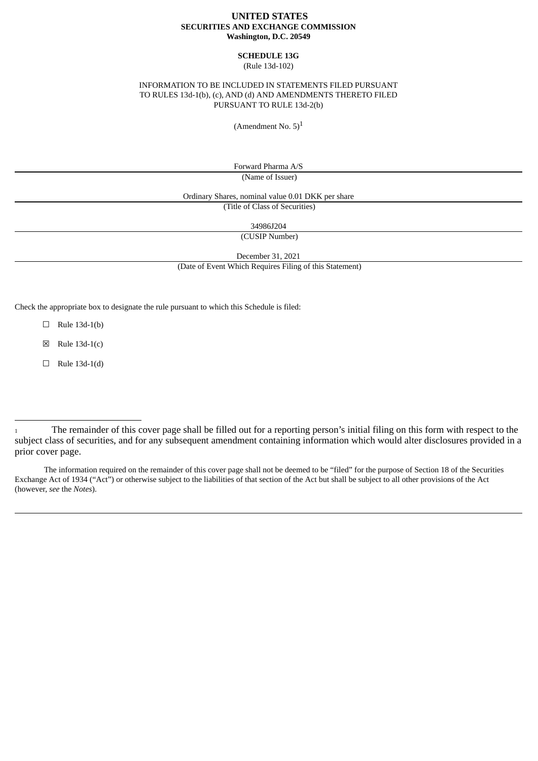**UNITED STATES**
**SECURITIES AND EXCHANGE COMMISSION**
**Washington, D.C. 20549**

**SCHEDULE 13G**
(Rule 13d-102)

INFORMATION TO BE INCLUDED IN STATEMENTS FILED PURSUANT TO RULES 13d-1(b), (c), AND (d) AND AMENDMENTS THERETO FILED PURSUANT TO RULE 13d-2(b)

(Amendment No. 5)[1]

Forward Pharma A/S
(Name of Issuer)

Ordinary Shares, nominal value 0.01 DKK per share
(Title of Class of Securities)

34986J204
(CUSIP Number)

December 31, 2021
(Date of Event Which Requires Filing of this Statement)

Check the appropriate box to designate the rule pursuant to which this Schedule is filed:

☐ Rule 13d-1(b)

☒ Rule 13d-1(c)

☐ Rule 13d-1(d)

---

[1] The remainder of this cover page shall be filled out for a reporting person's initial filing on this form with respect to the subject class of securities, and for any subsequent amendment containing information which would alter disclosures provided in a prior cover page.

The information required on the remainder of this cover page shall not be deemed to be "filed" for the purpose of Section 18 of the Securities Exchange Act of 1934 ("Act") or otherwise subject to the liabilities of that section of the Act but shall be subject to all other provisions of the Act (however, *see* the *Notes*).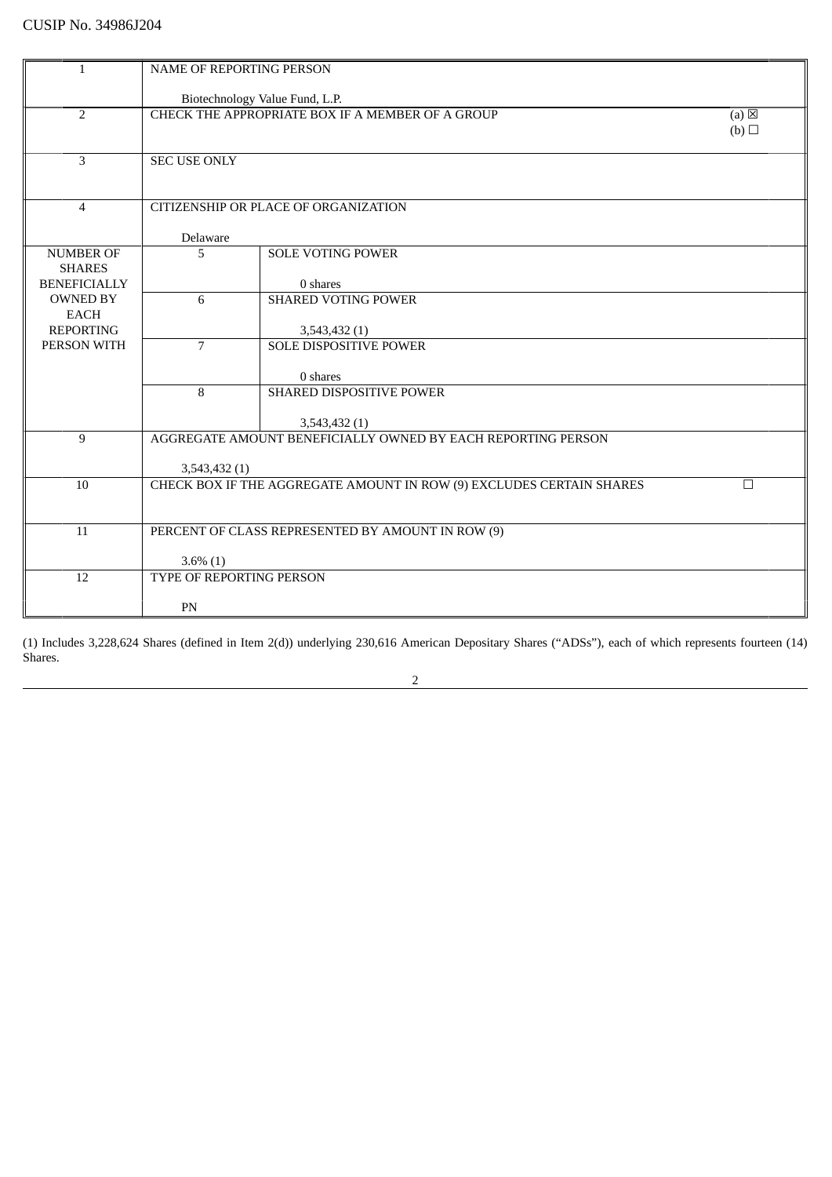CUSIP No. 34986J204

| 1 | NAME OF REPORTING PERSON<br><br>Biotechnology Value Fund, L.P. | |
|---|---|---|
| 2 | CHECK THE APPROPRIATE BOX IF A MEMBER OF A GROUP | (a) ☒<br>(b) ☐ |
| 3 | SEC USE ONLY | |
| 4 | CITIZENSHIP OR PLACE OF ORGANIZATION<br><br>Delaware | |
| NUMBER OF SHARES BENEFICIALLY OWNED BY EACH REPORTING PERSON WITH | 5 | SOLE VOTING POWER<br><br>0 shares |
| | 6 | SHARED VOTING POWER<br><br>3,543,432 (1) |
| | 7 | SOLE DISPOSITIVE POWER<br><br>0 shares |
| | 8 | SHARED DISPOSITIVE POWER<br><br>3,543,432 (1) |
| 9 | AGGREGATE AMOUNT BENEFICIALLY OWNED BY EACH REPORTING PERSON<br><br>3,543,432 (1) | |
| 10 | CHECK BOX IF THE AGGREGATE AMOUNT IN ROW (9) EXCLUDES CERTAIN SHARES | ☐ |
| 11 | PERCENT OF CLASS REPRESENTED BY AMOUNT IN ROW (9)<br><br>3.6% (1) | |
| 12 | TYPE OF REPORTING PERSON<br><br>PN | |

(1) Includes 3,228,624 Shares (defined in Item 2(d)) underlying 230,616 American Depositary Shares ("ADSs"), each of which represents fourteen (14) Shares.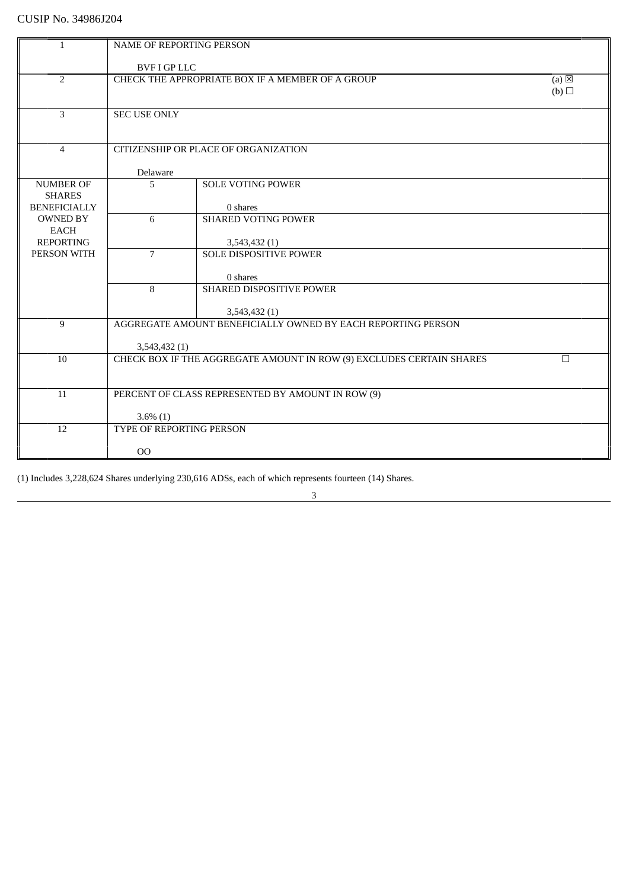CUSIP No. 34986J204

| | | | |
|---|---|---|---|
| 1 | NAME OF REPORTING PERSON<br><br>BVF I GP LLC | | |
| 2 | CHECK THE APPROPRIATE BOX IF A MEMBER OF A GROUP | | (a) ☒<br>(b) ☐ |
| 3 | SEC USE ONLY | | |
| 4 | CITIZENSHIP OR PLACE OF ORGANIZATION<br><br>Delaware | | |
| NUMBER OF SHARES BENEFICIALLY OWNED BY EACH REPORTING PERSON WITH | 5 | SOLE VOTING POWER<br><br>0 shares | |
| | 6 | SHARED VOTING POWER<br><br>3,543,432 (1) | |
| | 7 | SOLE DISPOSITIVE POWER<br><br>0 shares | |
| | 8 | SHARED DISPOSITIVE POWER<br><br>3,543,432 (1) | |
| 9 | AGGREGATE AMOUNT BENEFICIALLY OWNED BY EACH REPORTING PERSON<br><br>3,543,432 (1) | | |
| 10 | CHECK BOX IF THE AGGREGATE AMOUNT IN ROW (9) EXCLUDES CERTAIN SHARES | | ☐ |
| 11 | PERCENT OF CLASS REPRESENTED BY AMOUNT IN ROW (9)<br><br>3.6% (1) | | |
| 12 | TYPE OF REPORTING PERSON<br><br>OO | | |

(1) Includes 3,228,624 Shares underlying 230,616 ADSs, each of which represents fourteen (14) Shares.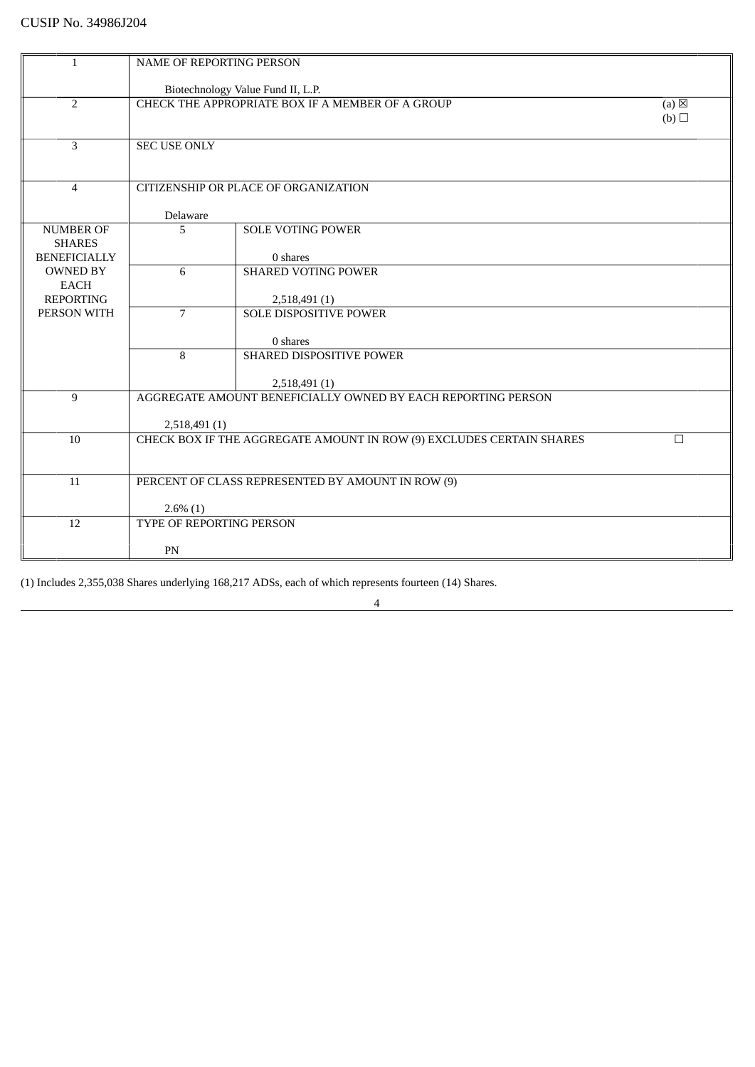CUSIP No. 34986J204

| | | | |
|---|---|---|---|
| 1 | NAME OF REPORTING PERSON<br><br>Biotechnology Value Fund II, L.P. | | |
| 2 | CHECK THE APPROPRIATE BOX IF A MEMBER OF A GROUP | | (a) ☒<br>(b) ☐ |
| 3 | SEC USE ONLY | | |
| 4 | CITIZENSHIP OR PLACE OF ORGANIZATION<br><br>Delaware | | |
| NUMBER OF SHARES BENEFICIALLY OWNED BY EACH REPORTING PERSON WITH | 5 | SOLE VOTING POWER<br><br>0 shares | |
| | 6 | SHARED VOTING POWER<br><br>2,518,491 (1) | |
| | 7 | SOLE DISPOSITIVE POWER<br><br>0 shares | |
| | 8 | SHARED DISPOSITIVE POWER<br><br>2,518,491 (1) | |
| 9 | AGGREGATE AMOUNT BENEFICIALLY OWNED BY EACH REPORTING PERSON<br><br>2,518,491 (1) | | |
| 10 | CHECK BOX IF THE AGGREGATE AMOUNT IN ROW (9) EXCLUDES CERTAIN SHARES | | ☐ |
| 11 | PERCENT OF CLASS REPRESENTED BY AMOUNT IN ROW (9)<br><br>2.6% (1) | | |
| 12 | TYPE OF REPORTING PERSON<br><br>PN | | |

(1) Includes 2,355,038 Shares underlying 168,217 ADSs, each of which represents fourteen (14) Shares.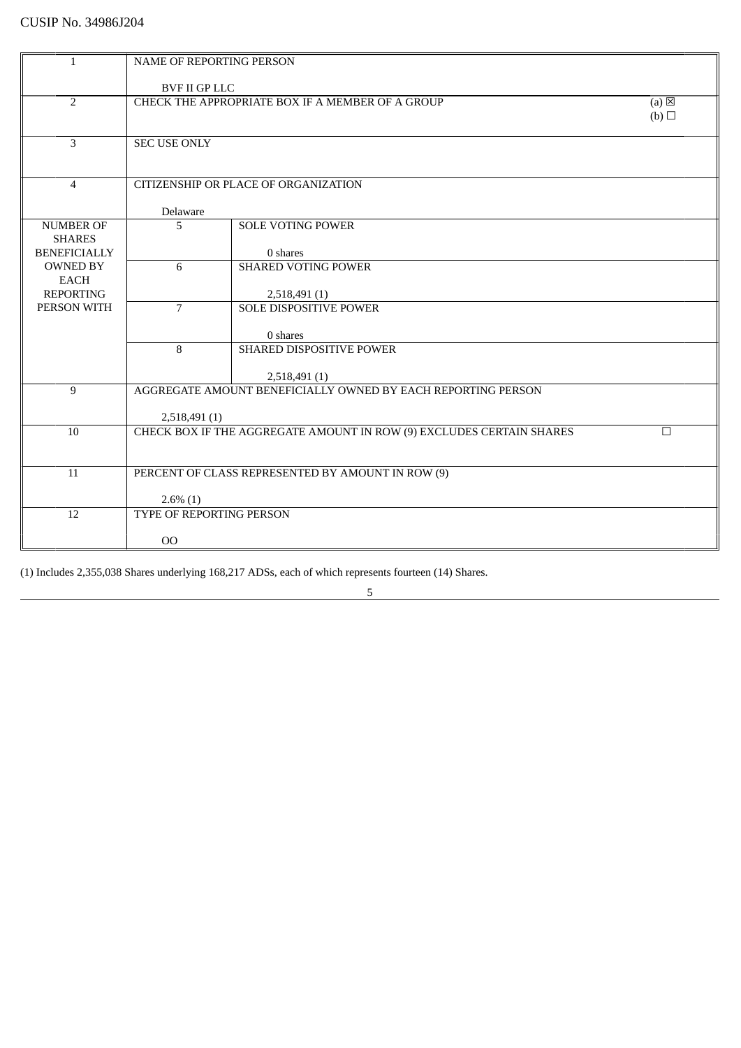CUSIP No. 34986J204

| | | | |
|---|---|---|---|
| 1 | NAME OF REPORTING PERSON<br><br>BVF II GP LLC | | |
| 2 | CHECK THE APPROPRIATE BOX IF A MEMBER OF A GROUP | | (a) ☒<br>(b) ☐ |
| 3 | SEC USE ONLY | | |
| 4 | CITIZENSHIP OR PLACE OF ORGANIZATION<br><br>Delaware | | |
| NUMBER OF SHARES BENEFICIALLY OWNED BY EACH REPORTING PERSON WITH | 5 | SOLE VOTING POWER<br><br>0 shares | |
| | 6 | SHARED VOTING POWER<br><br>2,518,491 (1) | |
| | 7 | SOLE DISPOSITIVE POWER<br><br>0 shares | |
| | 8 | SHARED DISPOSITIVE POWER<br><br>2,518,491 (1) | |
| 9 | AGGREGATE AMOUNT BENEFICIALLY OWNED BY EACH REPORTING PERSON<br><br>2,518,491 (1) | | |
| 10 | CHECK BOX IF THE AGGREGATE AMOUNT IN ROW (9) EXCLUDES CERTAIN SHARES | | ☐ |
| 11 | PERCENT OF CLASS REPRESENTED BY AMOUNT IN ROW (9)<br><br>2.6% (1) | | |
| 12 | TYPE OF REPORTING PERSON<br><br>OO | | |

(1) Includes 2,355,038 Shares underlying 168,217 ADSs, each of which represents fourteen (14) Shares.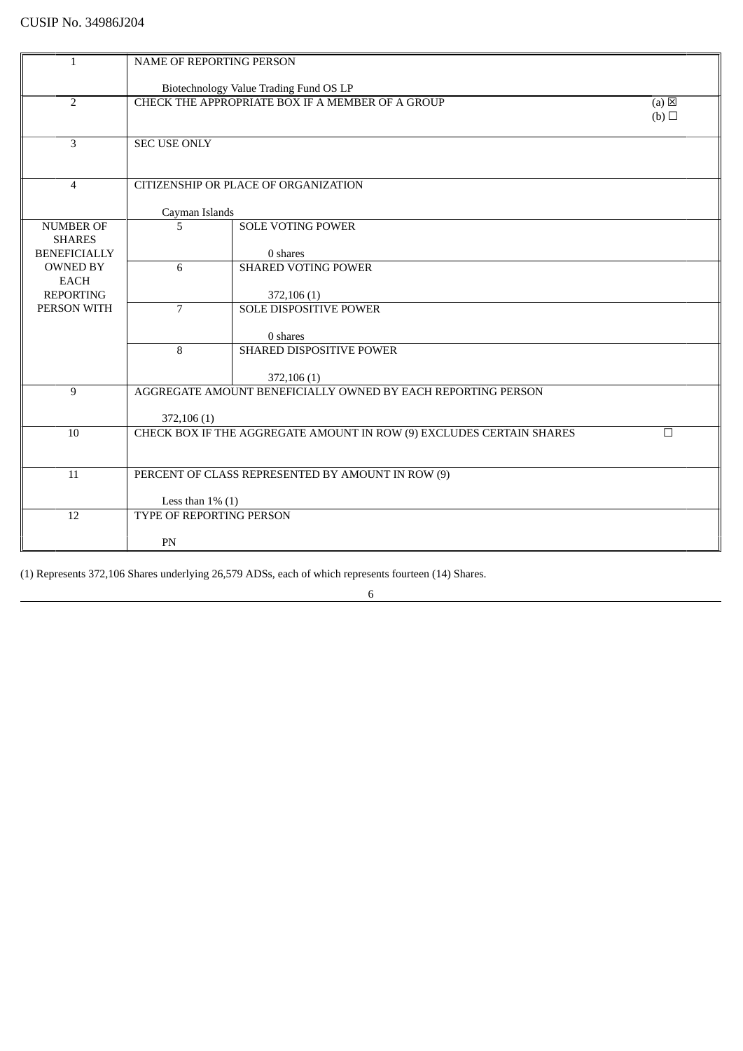CUSIP No. 34986J204

| | | | |
|---|---|---|---|
| 1 | NAME OF REPORTING PERSON<br><br>Biotechnology Value Trading Fund OS LP | | |
| 2 | CHECK THE APPROPRIATE BOX IF A MEMBER OF A GROUP | | (a) ☒<br>(b) ☐ |
| 3 | SEC USE ONLY | | |
| 4 | CITIZENSHIP OR PLACE OF ORGANIZATION<br><br>Cayman Islands | | |
| NUMBER OF SHARES BENEFICIALLY OWNED BY EACH REPORTING PERSON WITH | 5 | SOLE VOTING POWER<br><br>0 shares | |
| | 6 | SHARED VOTING POWER<br><br>372,106 (1) | |
| | 7 | SOLE DISPOSITIVE POWER<br><br>0 shares | |
| | 8 | SHARED DISPOSITIVE POWER<br><br>372,106 (1) | |
| 9 | AGGREGATE AMOUNT BENEFICIALLY OWNED BY EACH REPORTING PERSON<br><br>372,106 (1) | | |
| 10 | CHECK BOX IF THE AGGREGATE AMOUNT IN ROW (9) EXCLUDES CERTAIN SHARES | | ☐ |
| 11 | PERCENT OF CLASS REPRESENTED BY AMOUNT IN ROW (9)<br><br>Less than 1% (1) | | |
| 12 | TYPE OF REPORTING PERSON<br><br>PN | | |

(1) Represents 372,106 Shares underlying 26,579 ADSs, each of which represents fourteen (14) Shares.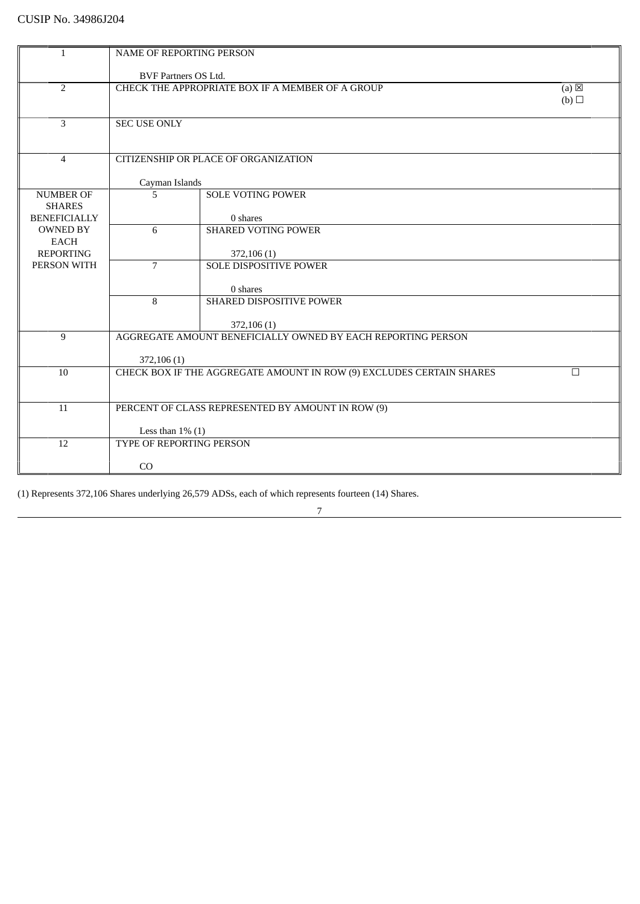CUSIP No. 34986J204

| | | | |
|---|---|---|---|
| 1 | NAME OF REPORTING PERSON<br><br>BVF Partners OS Ltd. | | |
| 2 | CHECK THE APPROPRIATE BOX IF A MEMBER OF A GROUP | | (a) ☒<br>(b) ☐ |
| 3 | SEC USE ONLY | | |
| 4 | CITIZENSHIP OR PLACE OF ORGANIZATION<br><br>Cayman Islands | | |
| NUMBER OF SHARES BENEFICIALLY OWNED BY EACH REPORTING PERSON WITH | 5 | SOLE VOTING POWER<br><br>0 shares | |
| | 6 | SHARED VOTING POWER<br><br>372,106 (1) | |
| | 7 | SOLE DISPOSITIVE POWER<br><br>0 shares | |
| | 8 | SHARED DISPOSITIVE POWER<br><br>372,106 (1) | |
| 9 | AGGREGATE AMOUNT BENEFICIALLY OWNED BY EACH REPORTING PERSON<br><br>372,106 (1) | | |
| 10 | CHECK BOX IF THE AGGREGATE AMOUNT IN ROW (9) EXCLUDES CERTAIN SHARES | | ☐ |
| 11 | PERCENT OF CLASS REPRESENTED BY AMOUNT IN ROW (9)<br><br>Less than 1% (1) | | |
| 12 | TYPE OF REPORTING PERSON<br><br>CO | | |

(1) Represents 372,106 Shares underlying 26,579 ADSs, each of which represents fourteen (14) Shares.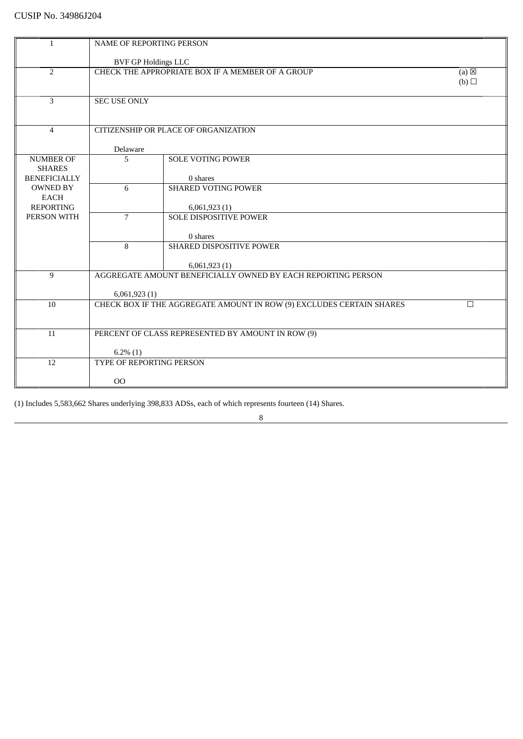CUSIP No. 34986J204

| | | | |
|---|---|---|---|
| 1 | NAME OF REPORTING PERSON<br><br>BVF GP Holdings LLC | | |
| 2 | CHECK THE APPROPRIATE BOX IF A MEMBER OF A GROUP | | (a) ☒<br>(b) ☐ |
| 3 | SEC USE ONLY | | |
| 4 | CITIZENSHIP OR PLACE OF ORGANIZATION<br><br>Delaware | | |
| NUMBER OF SHARES BENEFICIALLY OWNED BY EACH REPORTING PERSON WITH | 5 | SOLE VOTING POWER<br><br>0 shares | |
| | 6 | SHARED VOTING POWER<br><br>6,061,923 (1) | |
| | 7 | SOLE DISPOSITIVE POWER<br><br>0 shares | |
| | 8 | SHARED DISPOSITIVE POWER<br><br>6,061,923 (1) | |
| 9 | AGGREGATE AMOUNT BENEFICIALLY OWNED BY EACH REPORTING PERSON<br><br>6,061,923 (1) | | |
| 10 | CHECK BOX IF THE AGGREGATE AMOUNT IN ROW (9) EXCLUDES CERTAIN SHARES | | ☐ |
| 11 | PERCENT OF CLASS REPRESENTED BY AMOUNT IN ROW (9)<br><br>6.2% (1) | | |
| 12 | TYPE OF REPORTING PERSON<br><br>OO | | |

(1) Includes 5,583,662 Shares underlying 398,833 ADSs, each of which represents fourteen (14) Shares.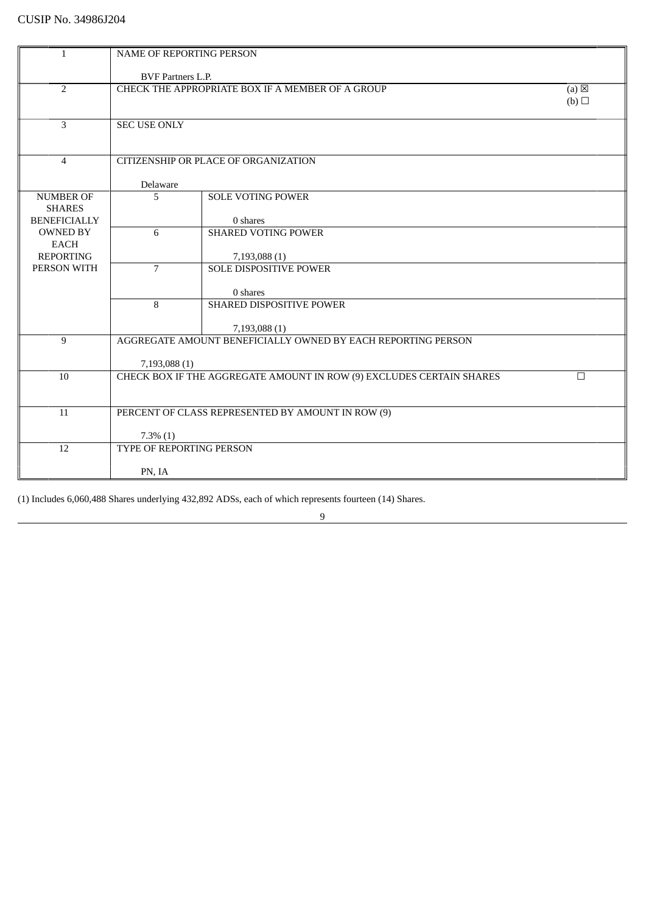CUSIP No. 34986J204

| | | | |
|---|---|---|---|
| 1 | NAME OF REPORTING PERSON<br><br>BVF Partners L.P. | | |
| 2 | CHECK THE APPROPRIATE BOX IF A MEMBER OF A GROUP | | (a) ☒<br>(b) ☐ |
| 3 | SEC USE ONLY | | |
| 4 | CITIZENSHIP OR PLACE OF ORGANIZATION<br><br>Delaware | | |
| NUMBER OF SHARES BENEFICIALLY OWNED BY EACH REPORTING PERSON WITH | 5 | SOLE VOTING POWER<br><br>0 shares | |
| | 6 | SHARED VOTING POWER<br><br>7,193,088 (1) | |
| | 7 | SOLE DISPOSITIVE POWER<br><br>0 shares | |
| | 8 | SHARED DISPOSITIVE POWER<br><br>7,193,088 (1) | |
| 9 | AGGREGATE AMOUNT BENEFICIALLY OWNED BY EACH REPORTING PERSON<br><br>7,193,088 (1) | | |
| 10 | CHECK BOX IF THE AGGREGATE AMOUNT IN ROW (9) EXCLUDES CERTAIN SHARES | | ☐ |
| 11 | PERCENT OF CLASS REPRESENTED BY AMOUNT IN ROW (9)<br><br>7.3% (1) | | |
| 12 | TYPE OF REPORTING PERSON<br><br>PN, IA | | |

(1) Includes 6,060,488 Shares underlying 432,892 ADSs, each of which represents fourteen (14) Shares.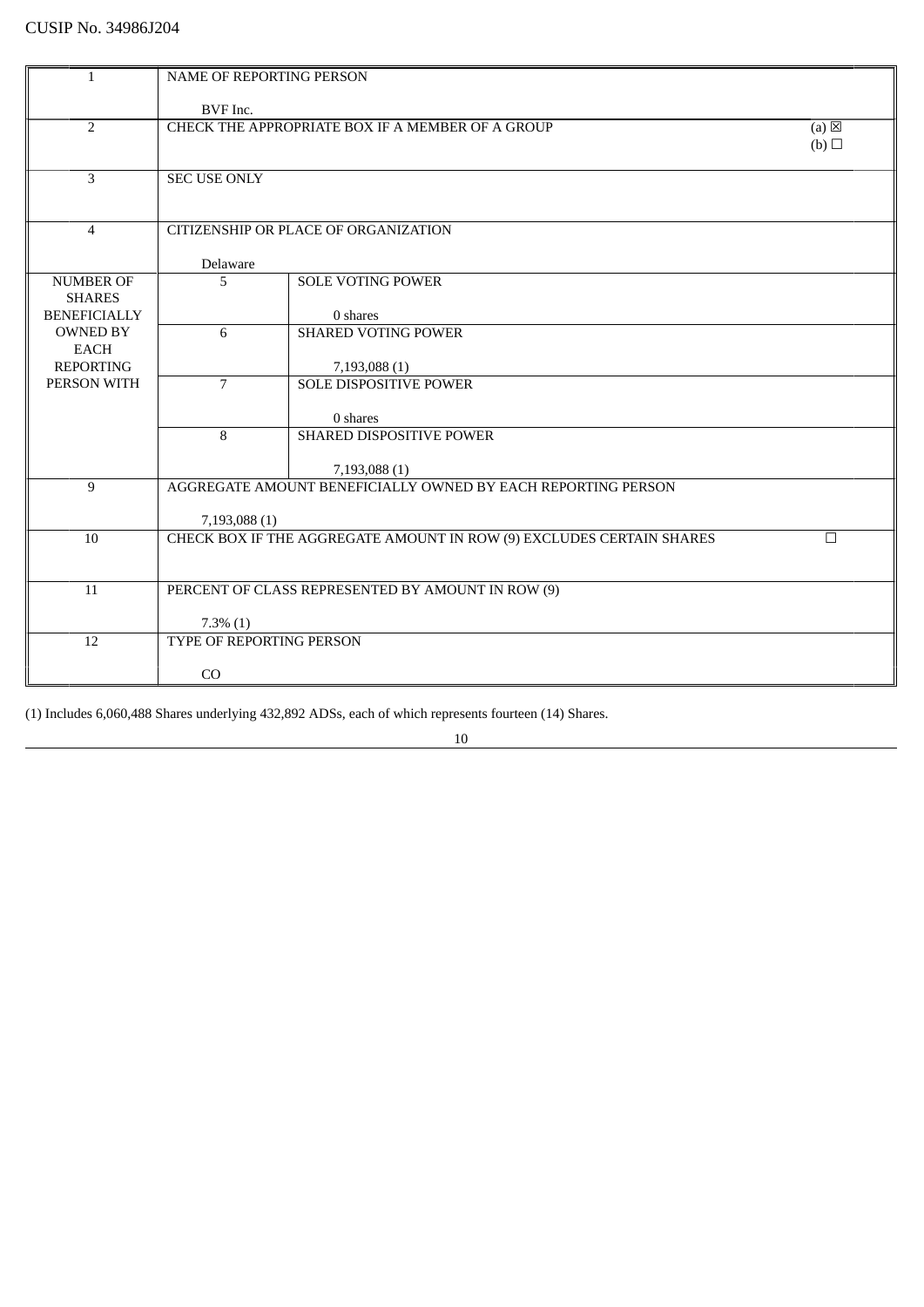CUSIP No. 34986J204

| | | | |
|---|---|---|---|
| 1 | NAME OF REPORTING PERSON<br><br>BVF Inc. | | |
| 2 | CHECK THE APPROPRIATE BOX IF A MEMBER OF A GROUP | | (a) ☒<br>(b) ☐ |
| 3 | SEC USE ONLY | | |
| 4 | CITIZENSHIP OR PLACE OF ORGANIZATION<br><br>Delaware | | |
| NUMBER OF SHARES BENEFICIALLY OWNED BY EACH REPORTING PERSON WITH | 5 | SOLE VOTING POWER<br><br>0 shares | |
| | 6 | SHARED VOTING POWER<br><br>7,193,088 (1) | |
| | 7 | SOLE DISPOSITIVE POWER<br><br>0 shares | |
| | 8 | SHARED DISPOSITIVE POWER<br><br>7,193,088 (1) | |
| 9 | AGGREGATE AMOUNT BENEFICIALLY OWNED BY EACH REPORTING PERSON<br><br>7,193,088 (1) | | |
| 10 | CHECK BOX IF THE AGGREGATE AMOUNT IN ROW (9) EXCLUDES CERTAIN SHARES | | ☐ |
| 11 | PERCENT OF CLASS REPRESENTED BY AMOUNT IN ROW (9)<br><br>7.3% (1) | | |
| 12 | TYPE OF REPORTING PERSON<br><br>CO | | |

(1) Includes 6,060,488 Shares underlying 432,892 ADSs, each of which represents fourteen (14) Shares.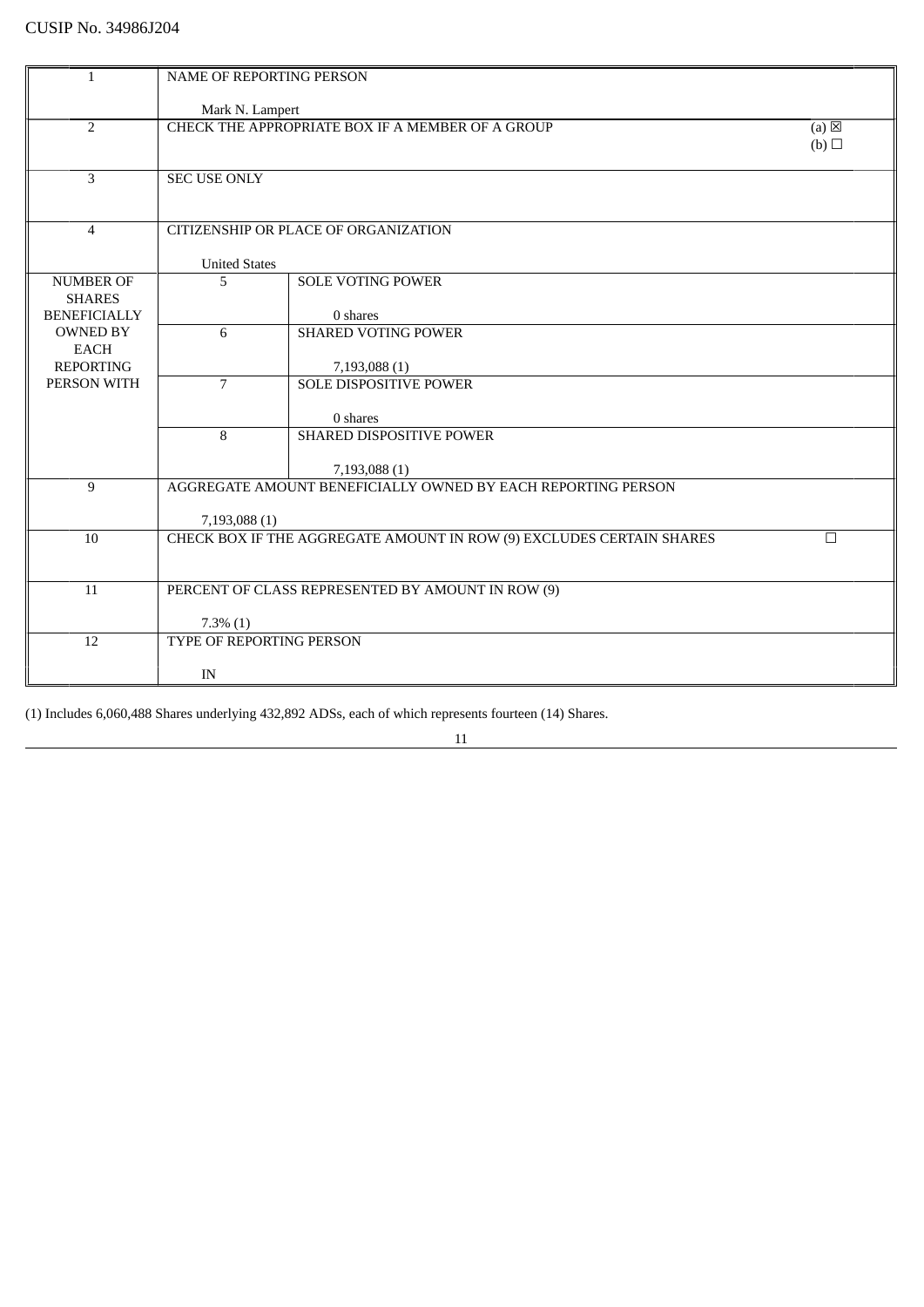CUSIP No. 34986J204

| | | | |
|---|---|---|---|
| 1 | NAME OF REPORTING PERSON<br><br>Mark N. Lampert | | |
| 2 | CHECK THE APPROPRIATE BOX IF A MEMBER OF A GROUP | | (a) ☒<br>(b) ☐ |
| 3 | SEC USE ONLY | | |
| 4 | CITIZENSHIP OR PLACE OF ORGANIZATION<br><br>United States | | |
| NUMBER OF SHARES BENEFICIALLY OWNED BY EACH REPORTING PERSON WITH | 5 | SOLE VOTING POWER<br><br>0 shares | |
| | 6 | SHARED VOTING POWER<br><br>7,193,088 (1) | |
| | 7 | SOLE DISPOSITIVE POWER<br><br>0 shares | |
| | 8 | SHARED DISPOSITIVE POWER<br><br>7,193,088 (1) | |
| 9 | AGGREGATE AMOUNT BENEFICIALLY OWNED BY EACH REPORTING PERSON<br><br>7,193,088 (1) | | |
| 10 | CHECK BOX IF THE AGGREGATE AMOUNT IN ROW (9) EXCLUDES CERTAIN SHARES | | ☐ |
| 11 | PERCENT OF CLASS REPRESENTED BY AMOUNT IN ROW (9)<br><br>7.3% (1) | | |
| 12 | TYPE OF REPORTING PERSON<br><br>IN | | |

(1) Includes 6,060,488 Shares underlying 432,892 ADSs, each of which represents fourteen (14) Shares.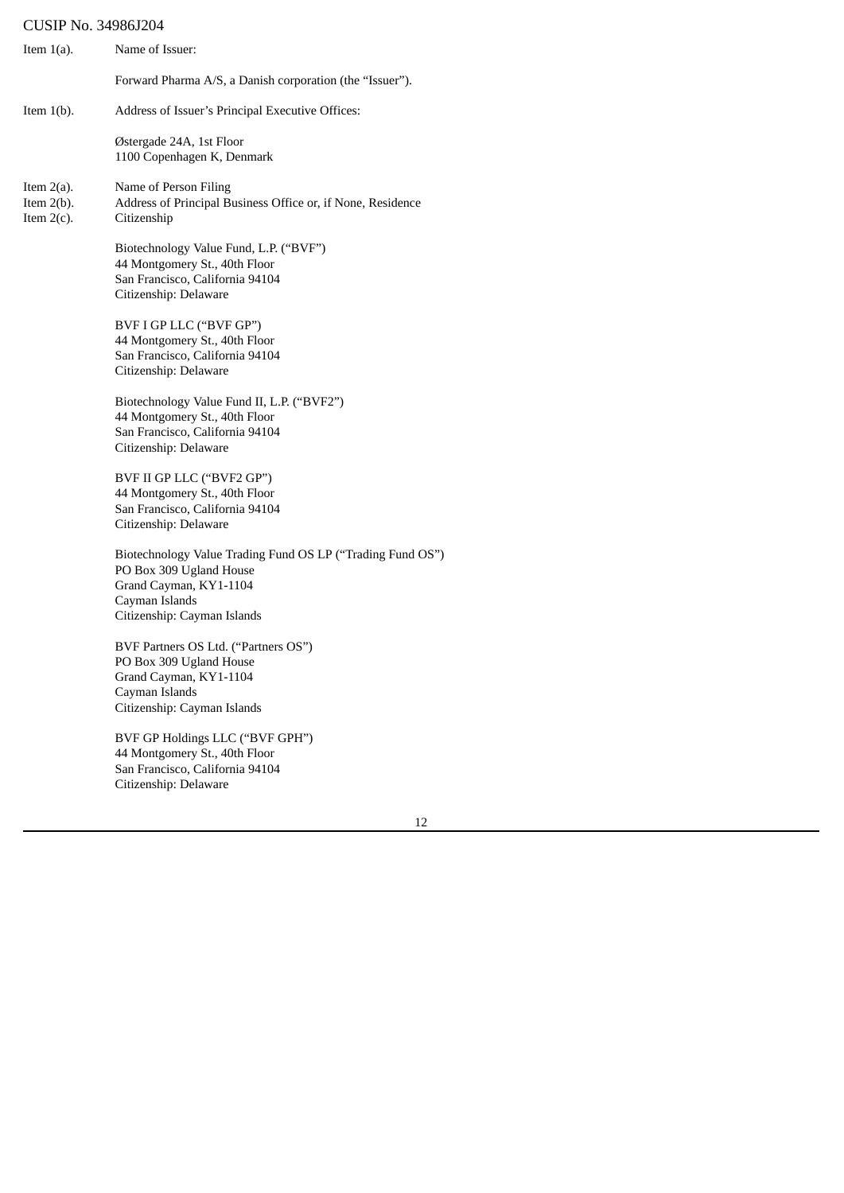CUSIP No. 34986J204

Item 1(a). Name of Issuer:

Forward Pharma A/S, a Danish corporation (the "Issuer").

Item 1(b). Address of Issuer's Principal Executive Offices:

Østergade 24A, 1st Floor
1100 Copenhagen K, Denmark

Item 2(a). Name of Person Filing
Item 2(b). Address of Principal Business Office or, if None, Residence
Item 2(c). Citizenship

Biotechnology Value Fund, L.P. ("BVF")
44 Montgomery St., 40th Floor
San Francisco, California 94104
Citizenship: Delaware

BVF I GP LLC ("BVF GP")
44 Montgomery St., 40th Floor
San Francisco, California 94104
Citizenship: Delaware

Biotechnology Value Fund II, L.P. ("BVF2")
44 Montgomery St., 40th Floor
San Francisco, California 94104
Citizenship: Delaware

BVF II GP LLC ("BVF2 GP")
44 Montgomery St., 40th Floor
San Francisco, California 94104
Citizenship: Delaware

Biotechnology Value Trading Fund OS LP ("Trading Fund OS")
PO Box 309 Ugland House
Grand Cayman, KY1-1104
Cayman Islands
Citizenship: Cayman Islands

BVF Partners OS Ltd. ("Partners OS")
PO Box 309 Ugland House
Grand Cayman, KY1-1104
Cayman Islands
Citizenship: Cayman Islands

BVF GP Holdings LLC ("BVF GPH")
44 Montgomery St., 40th Floor
San Francisco, California 94104
Citizenship: Delaware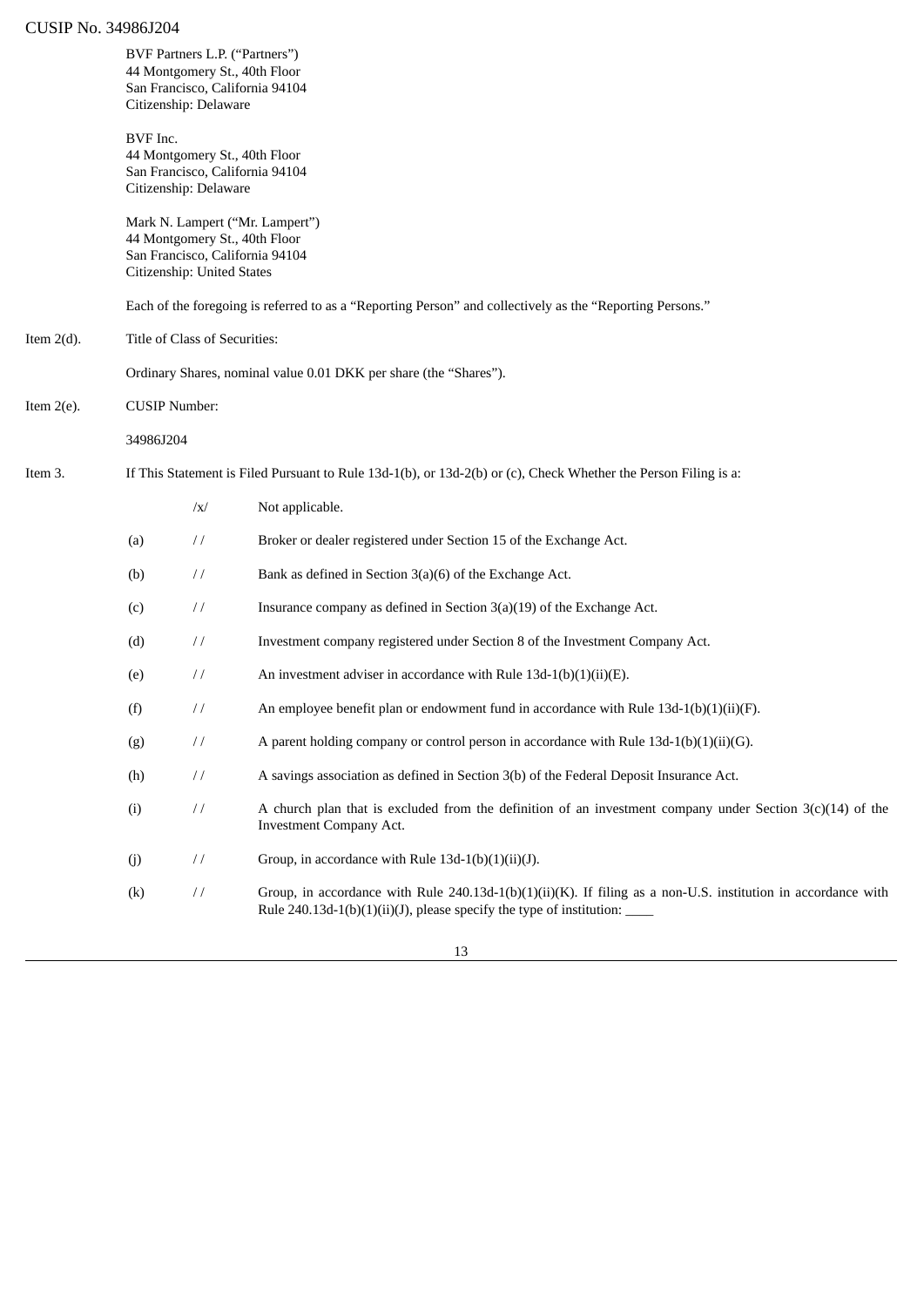BVF Partners L.P. (“Partners”)
44 Montgomery St., 40th Floor
San Francisco, California 94104
Citizenship: Delaware

BVF Inc.
44 Montgomery St., 40th Floor
San Francisco, California 94104
Citizenship: Delaware

Mark N. Lampert (“Mr. Lampert”)
44 Montgomery St., 40th Floor
San Francisco, California 94104
Citizenship: United States

Each of the foregoing is referred to as a “Reporting Person” and collectively as the “Reporting Persons.”

Item 2(d). Title of Class of Securities:

Ordinary Shares, nominal value 0.01 DKK per share (the “Shares”).

Item 2(e). CUSIP Number:

34986J204

Item 3. If This Statement is Filed Pursuant to Rule 13d-1(b), or 13d-2(b) or (c), Check Whether the Person Filing is a:

| | | |
|---|---|---|
| | /x/ | Not applicable. |
| (a) | / / | Broker or dealer registered under Section 15 of the Exchange Act. |
| (b) | / / | Bank as defined in Section 3(a)(6) of the Exchange Act. |
| (c) | / / | Insurance company as defined in Section 3(a)(19) of the Exchange Act. |
| (d) | / / | Investment company registered under Section 8 of the Investment Company Act. |
| (e) | / / | An investment adviser in accordance with Rule 13d-1(b)(1)(ii)(E). |
| (f) | / / | An employee benefit plan or endowment fund in accordance with Rule 13d-1(b)(1)(ii)(F). |
| (g) | / / | A parent holding company or control person in accordance with Rule 13d-1(b)(1)(ii)(G). |
| (h) | / / | A savings association as defined in Section 3(b) of the Federal Deposit Insurance Act. |
| (i) | / / | A church plan that is excluded from the definition of an investment company under Section 3(c)(14) of the Investment Company Act. |
| (j) | / / | Group, in accordance with Rule 13d-1(b)(1)(ii)(J). |
| (k) | / / | Group, in accordance with Rule 240.13d-1(b)(1)(ii)(K). If filing as a non-U.S. institution in accordance with Rule 240.13d-1(b)(1)(ii)(J), please specify the type of institution: ____ |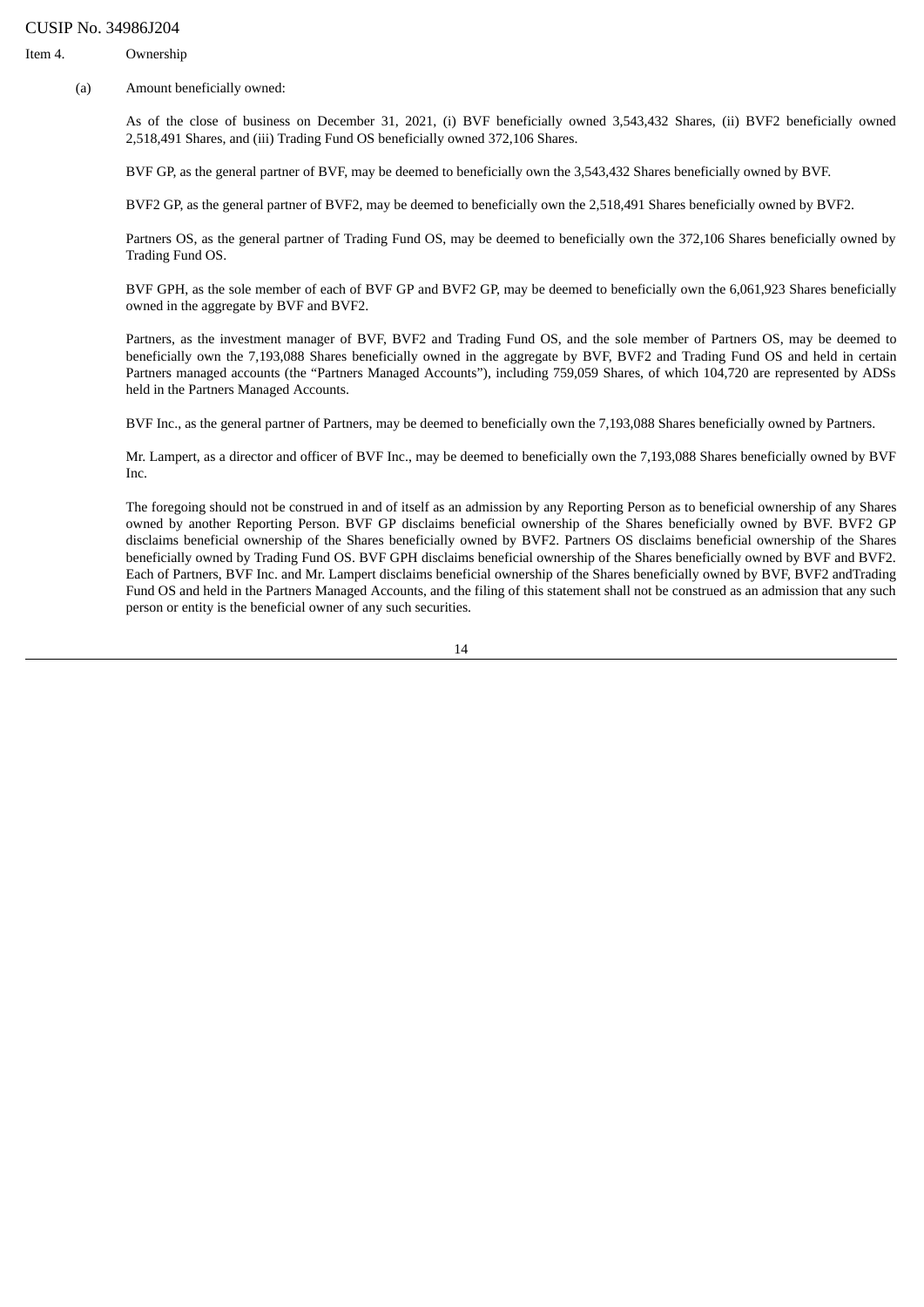CUSIP No. 34986J204

Item 4. Ownership

(a) Amount beneficially owned:

As of the close of business on December 31, 2021, (i) BVF beneficially owned 3,543,432 Shares, (ii) BVF2 beneficially owned 2,518,491 Shares, and (iii) Trading Fund OS beneficially owned 372,106 Shares.

BVF GP, as the general partner of BVF, may be deemed to beneficially own the 3,543,432 Shares beneficially owned by BVF.

BVF2 GP, as the general partner of BVF2, may be deemed to beneficially own the 2,518,491 Shares beneficially owned by BVF2.

Partners OS, as the general partner of Trading Fund OS, may be deemed to beneficially own the 372,106 Shares beneficially owned by Trading Fund OS.

BVF GPH, as the sole member of each of BVF GP and BVF2 GP, may be deemed to beneficially own the 6,061,923 Shares beneficially owned in the aggregate by BVF and BVF2.

Partners, as the investment manager of BVF, BVF2 and Trading Fund OS, and the sole member of Partners OS, may be deemed to beneficially own the 7,193,088 Shares beneficially owned in the aggregate by BVF, BVF2 and Trading Fund OS and held in certain Partners managed accounts (the "Partners Managed Accounts"), including 759,059 Shares, of which 104,720 are represented by ADSs held in the Partners Managed Accounts.

BVF Inc., as the general partner of Partners, may be deemed to beneficially own the 7,193,088 Shares beneficially owned by Partners.

Mr. Lampert, as a director and officer of BVF Inc., may be deemed to beneficially own the 7,193,088 Shares beneficially owned by BVF Inc.

The foregoing should not be construed in and of itself as an admission by any Reporting Person as to beneficial ownership of any Shares owned by another Reporting Person. BVF GP disclaims beneficial ownership of the Shares beneficially owned by BVF. BVF2 GP disclaims beneficial ownership of the Shares beneficially owned by BVF2. Partners OS disclaims beneficial ownership of the Shares beneficially owned by Trading Fund OS. BVF GPH disclaims beneficial ownership of the Shares beneficially owned by BVF and BVF2. Each of Partners, BVF Inc. and Mr. Lampert disclaims beneficial ownership of the Shares beneficially owned by BVF, BVF2 andTrading Fund OS and held in the Partners Managed Accounts, and the filing of this statement shall not be construed as an admission that any such person or entity is the beneficial owner of any such securities.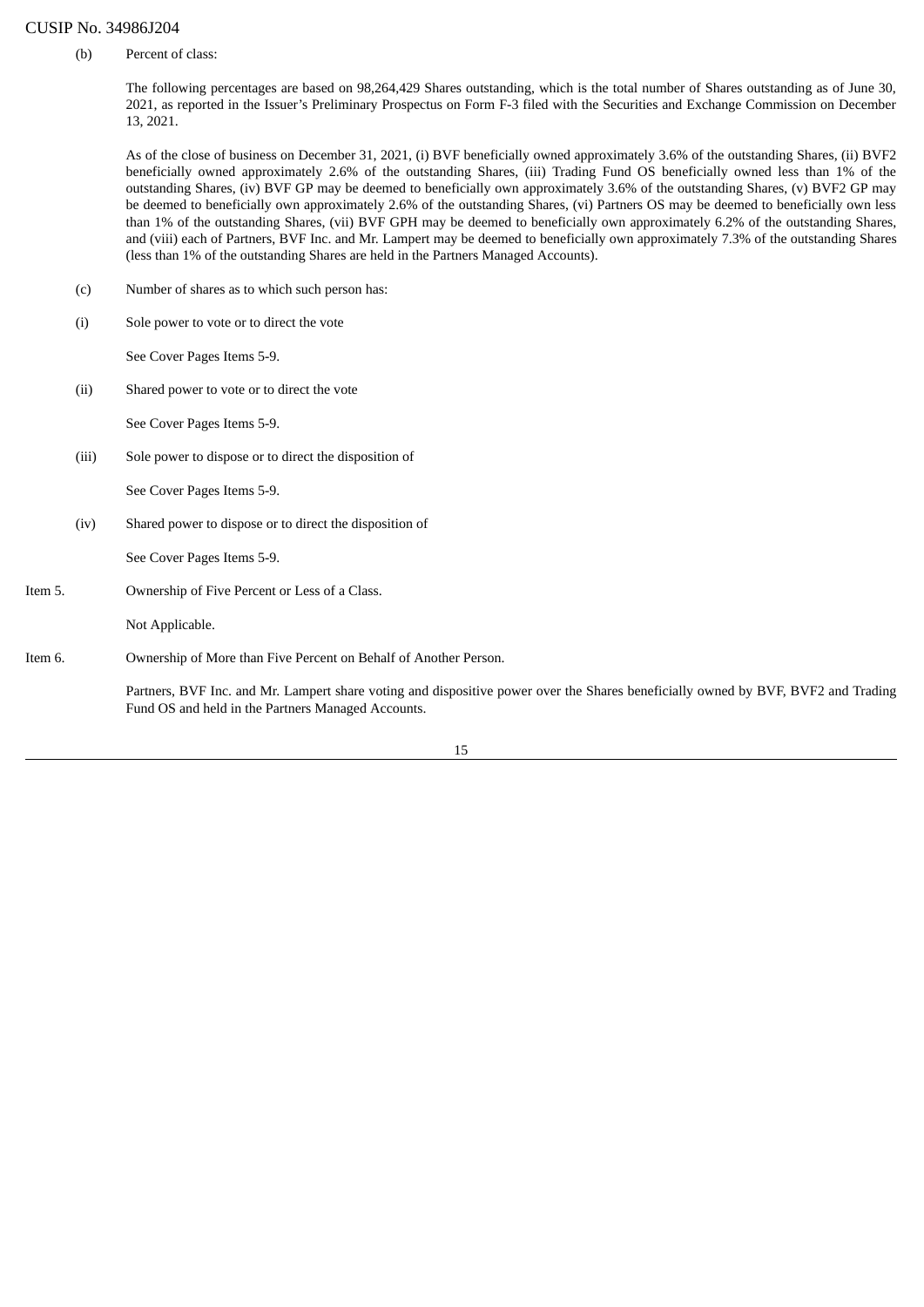CUSIP No. 34986J204

(b) Percent of class:

The following percentages are based on 98,264,429 Shares outstanding, which is the total number of Shares outstanding as of June 30, 2021, as reported in the Issuer's Preliminary Prospectus on Form F-3 filed with the Securities and Exchange Commission on December 13, 2021.

As of the close of business on December 31, 2021, (i) BVF beneficially owned approximately 3.6% of the outstanding Shares, (ii) BVF2 beneficially owned approximately 2.6% of the outstanding Shares, (iii) Trading Fund OS beneficially owned less than 1% of the outstanding Shares, (iv) BVF GP may be deemed to beneficially own approximately 3.6% of the outstanding Shares, (v) BVF2 GP may be deemed to beneficially own approximately 2.6% of the outstanding Shares, (vi) Partners OS may be deemed to beneficially own less than 1% of the outstanding Shares, (vii) BVF GPH may be deemed to beneficially own approximately 6.2% of the outstanding Shares, and (viii) each of Partners, BVF Inc. and Mr. Lampert may be deemed to beneficially own approximately 7.3% of the outstanding Shares (less than 1% of the outstanding Shares are held in the Partners Managed Accounts).

(c) Number of shares as to which such person has:

(i) Sole power to vote or to direct the vote

See Cover Pages Items 5-9.

(ii) Shared power to vote or to direct the vote

See Cover Pages Items 5-9.

(iii) Sole power to dispose or to direct the disposition of

See Cover Pages Items 5-9.

(iv) Shared power to dispose or to direct the disposition of

See Cover Pages Items 5-9.

Item 5. Ownership of Five Percent or Less of a Class.

Not Applicable.

Item 6. Ownership of More than Five Percent on Behalf of Another Person.

Partners, BVF Inc. and Mr. Lampert share voting and dispositive power over the Shares beneficially owned by BVF, BVF2 and Trading Fund OS and held in the Partners Managed Accounts.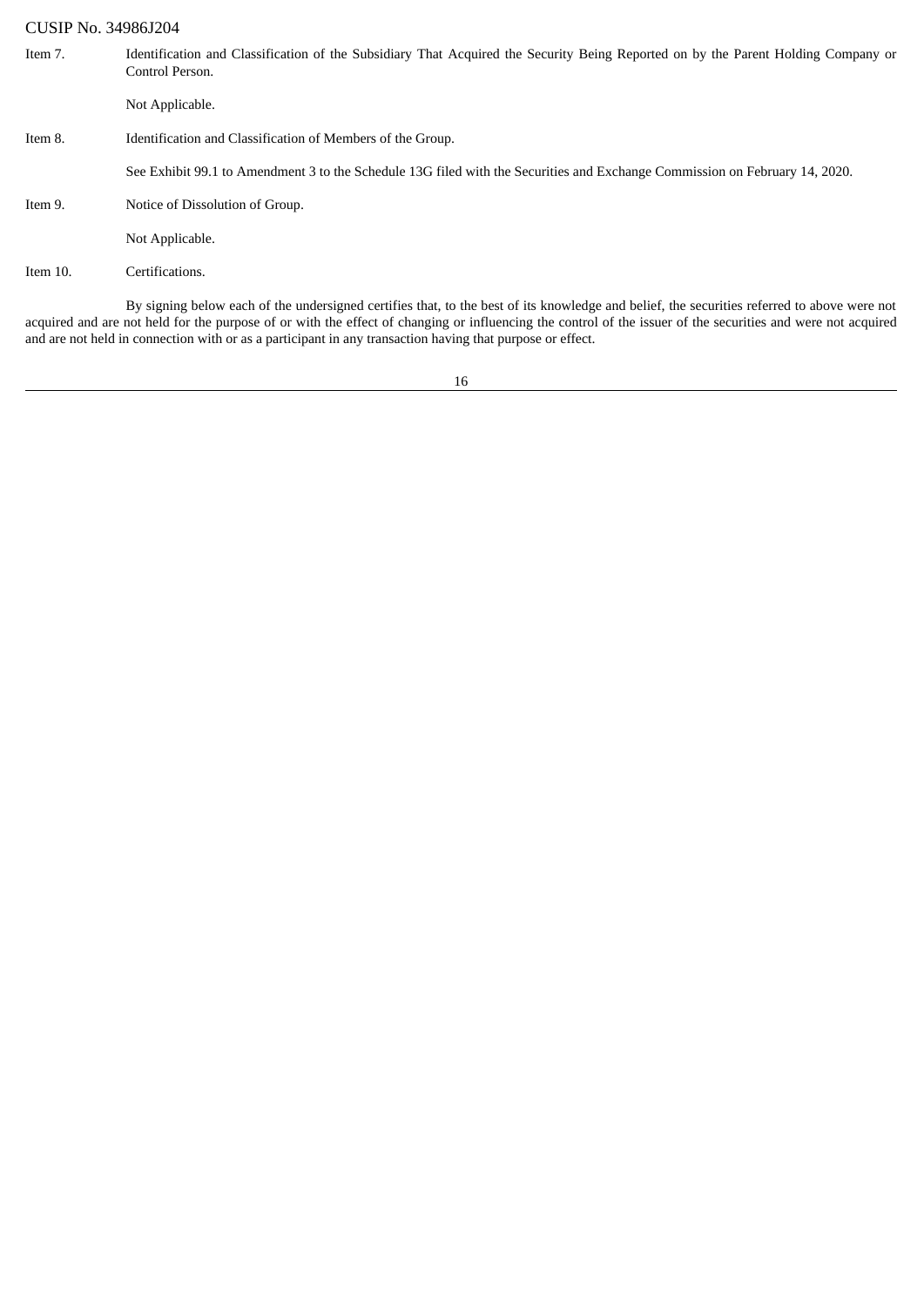CUSIP No. 34986J204

Item 7. Identification and Classification of the Subsidiary That Acquired the Security Being Reported on by the Parent Holding Company or Control Person.

Not Applicable.

Item 8. Identification and Classification of Members of the Group.

See Exhibit 99.1 to Amendment 3 to the Schedule 13G filed with the Securities and Exchange Commission on February 14, 2020.

Item 9. Notice of Dissolution of Group.

Not Applicable.

Item 10. Certifications.

By signing below each of the undersigned certifies that, to the best of its knowledge and belief, the securities referred to above were not acquired and are not held for the purpose of or with the effect of changing or influencing the control of the issuer of the securities and were not acquired and are not held in connection with or as a participant in any transaction having that purpose or effect.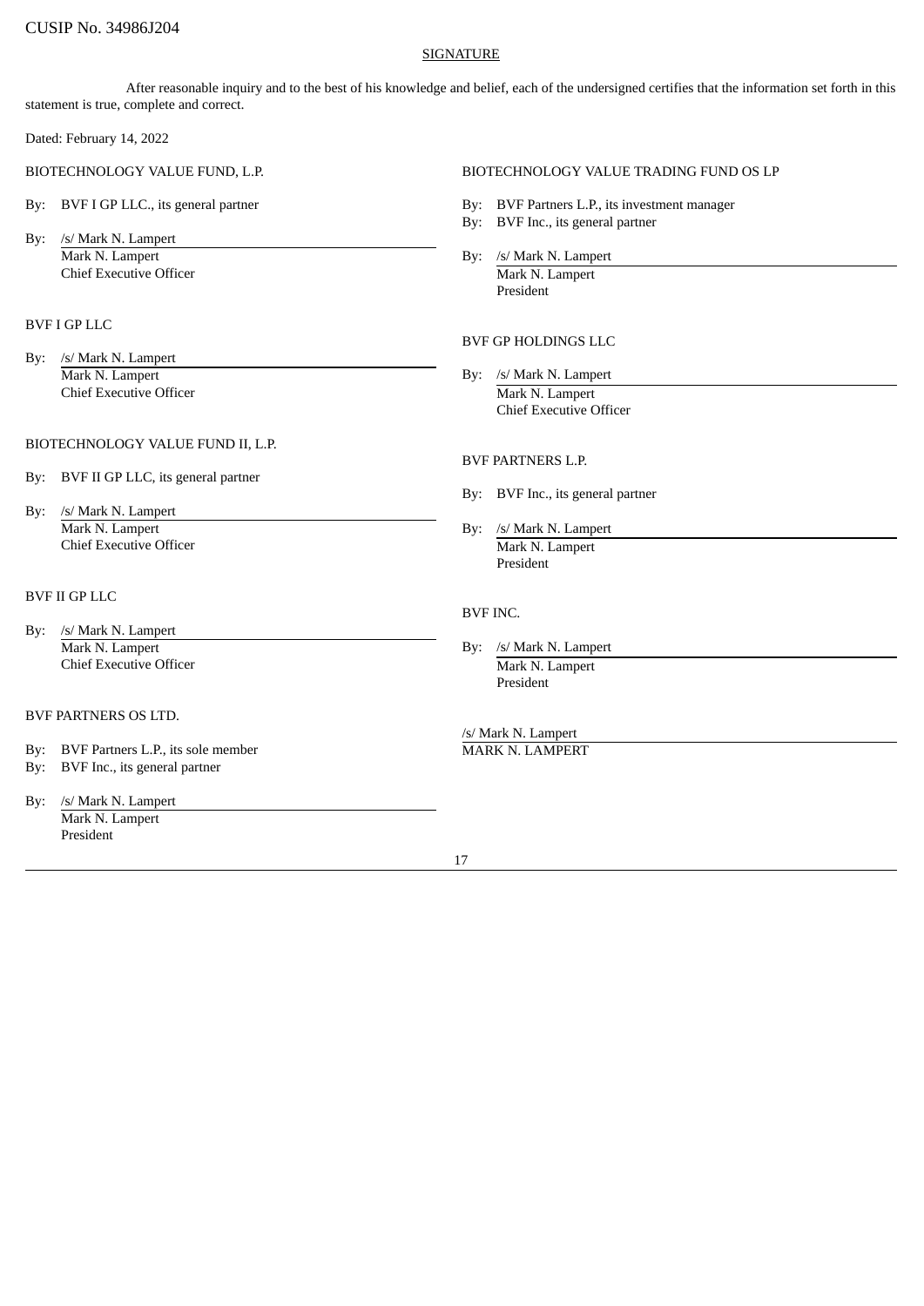CUSIP No. 34986J204

SIGNATURE

After reasonable inquiry and to the best of his knowledge and belief, each of the undersigned certifies that the information set forth in this statement is true, complete and correct.

Dated: February 14, 2022

BIOTECHNOLOGY VALUE FUND, L.P.

By: BVF I GP LLC., its general partner

By: /s/ Mark N. Lampert
Mark N. Lampert
Chief Executive Officer

BVF I GP LLC

By: /s/ Mark N. Lampert
Mark N. Lampert
Chief Executive Officer

BIOTECHNOLOGY VALUE FUND II, L.P.

By: BVF II GP LLC, its general partner

By: /s/ Mark N. Lampert
Mark N. Lampert
Chief Executive Officer

BVF II GP LLC

By: /s/ Mark N. Lampert
Mark N. Lampert
Chief Executive Officer

BVF PARTNERS OS LTD.

By: BVF Partners L.P., its sole member
By: BVF Inc., its general partner

By: /s/ Mark N. Lampert
Mark N. Lampert
President

BIOTECHNOLOGY VALUE TRADING FUND OS LP

By: BVF Partners L.P., its investment manager
By: BVF Inc., its general partner

By: /s/ Mark N. Lampert
Mark N. Lampert
President

BVF GP HOLDINGS LLC

By: /s/ Mark N. Lampert
Mark N. Lampert
Chief Executive Officer

BVF PARTNERS L.P.

By: BVF Inc., its general partner

By: /s/ Mark N. Lampert
Mark N. Lampert
President

BVF INC.

By: /s/ Mark N. Lampert
Mark N. Lampert
President

/s/ Mark N. Lampert
MARK N. LAMPERT